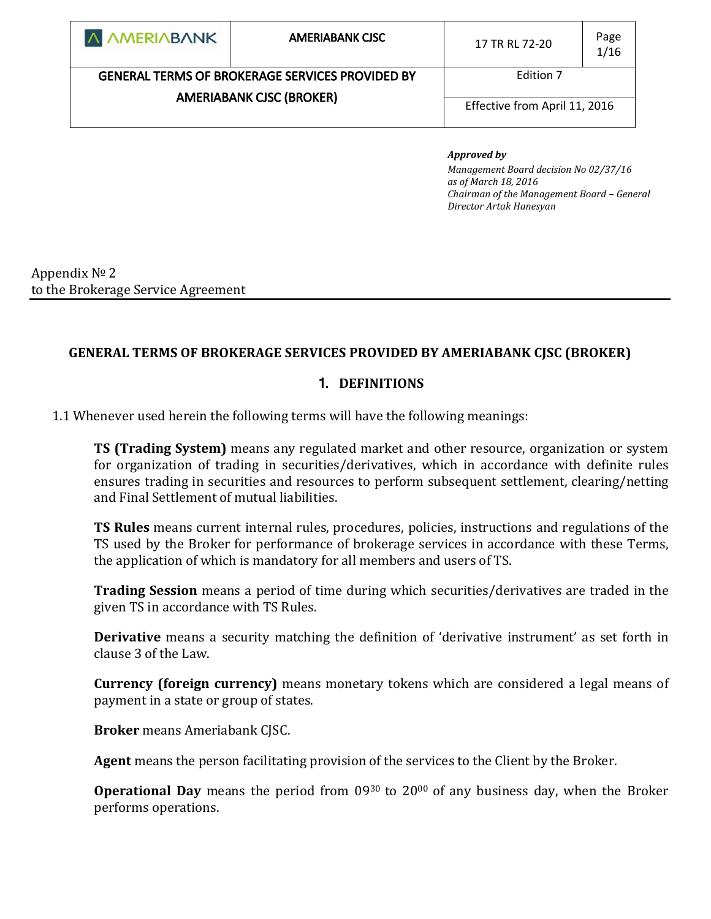| AMERIABANK | AMERIABANK CJSC | 17 TR RL 72-20 | Page 1/16 |
|---|---|---|---|
| GENERAL TERMS OF BROKERAGE SERVICES PROVIDED BY AMERIABANK CJSC (BROKER) | | Edition 7 | |
| | | Effective from April 11, 2016 | |

***Approved by***
*Management Board decision No 02/37/16*
*as of March 18, 2016*
*Chairman of the Management Board – General Director Artak Hanesyan*

Appendix № 2
to the Brokerage Service Agreement

## GENERAL TERMS OF BROKERAGE SERVICES PROVIDED BY AMERIABANK CJSC (BROKER)

### 1. DEFINITIONS

1.1 Whenever used herein the following terms will have the following meanings:

**TS (Trading System)** means any regulated market and other resource, organization or system for organization of trading in securities/derivatives, which in accordance with definite rules ensures trading in securities and resources to perform subsequent settlement, clearing/netting and Final Settlement of mutual liabilities.

**TS Rules** means current internal rules, procedures, policies, instructions and regulations of the TS used by the Broker for performance of brokerage services in accordance with these Terms, the application of which is mandatory for all members and users of TS.

**Trading Session** means a period of time during which securities/derivatives are traded in the given TS in accordance with TS Rules.

**Derivative** means a security matching the definition of 'derivative instrument' as set forth in clause 3 of the Law.

**Currency (foreign currency)** means monetary tokens which are considered a legal means of payment in a state or group of states.

**Broker** means Ameriabank CJSC.

**Agent** means the person facilitating provision of the services to the Client by the Broker.

**Operational Day** means the period from $09^{30}$ to $20^{00}$ of any business day, when the Broker performs operations.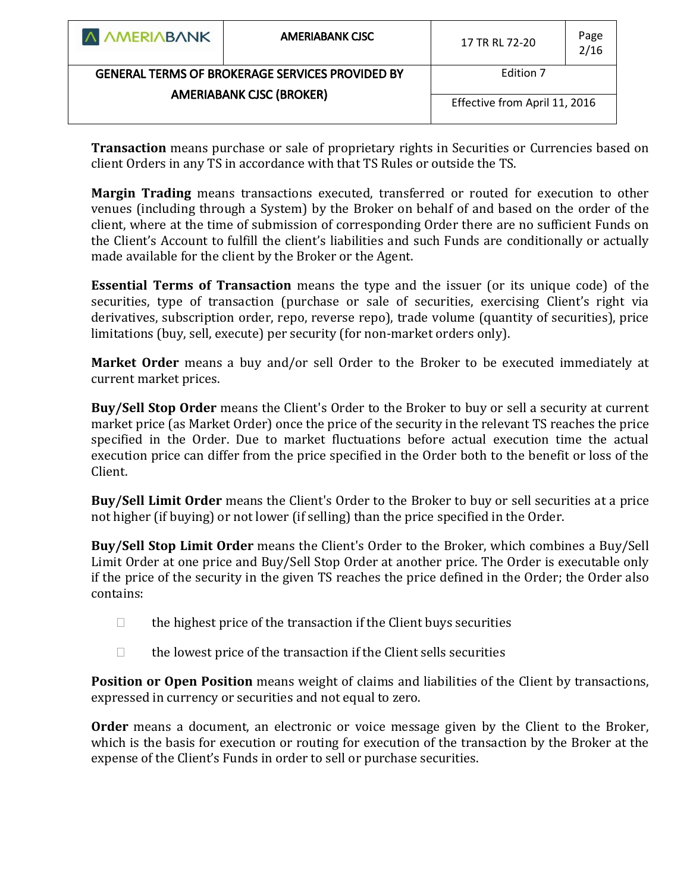**Transaction** means purchase or sale of proprietary rights in Securities or Currencies based on client Orders in any TS in accordance with that TS Rules or outside the TS.

**Margin Trading** means transactions executed, transferred or routed for execution to other venues (including through a System) by the Broker on behalf of and based on the order of the client, where at the time of submission of corresponding Order there are no sufficient Funds on the Client's Account to fulfill the client's liabilities and such Funds are conditionally or actually made available for the client by the Broker or the Agent.

**Essential Terms of Transaction** means the type and the issuer (or its unique code) of the securities, type of transaction (purchase or sale of securities, exercising Client's right via derivatives, subscription order, repo, reverse repo), trade volume (quantity of securities), price limitations (buy, sell, execute) per security (for non-market orders only).

**Market Order** means a buy and/or sell Order to the Broker to be executed immediately at current market prices.

**Buy/Sell Stop Order** means the Client's Order to the Broker to buy or sell a security at current market price (as Market Order) once the price of the security in the relevant TS reaches the price specified in the Order. Due to market fluctuations before actual execution time the actual execution price can differ from the price specified in the Order both to the benefit or loss of the Client.

**Buy/Sell Limit Order** means the Client's Order to the Broker to buy or sell securities at a price not higher (if buying) or not lower (if selling) than the price specified in the Order.

**Buy/Sell Stop Limit Order** means the Client's Order to the Broker, which combines a Buy/Sell Limit Order at one price and Buy/Sell Stop Order at another price. The Order is executable only if the price of the security in the given TS reaches the price defined in the Order; the Order also contains:

- the highest price of the transaction if the Client buys securities
- the lowest price of the transaction if the Client sells securities

**Position or Open Position** means weight of claims and liabilities of the Client by transactions, expressed in currency or securities and not equal to zero.

**Order** means a document, an electronic or voice message given by the Client to the Broker, which is the basis for execution or routing for execution of the transaction by the Broker at the expense of the Client's Funds in order to sell or purchase securities.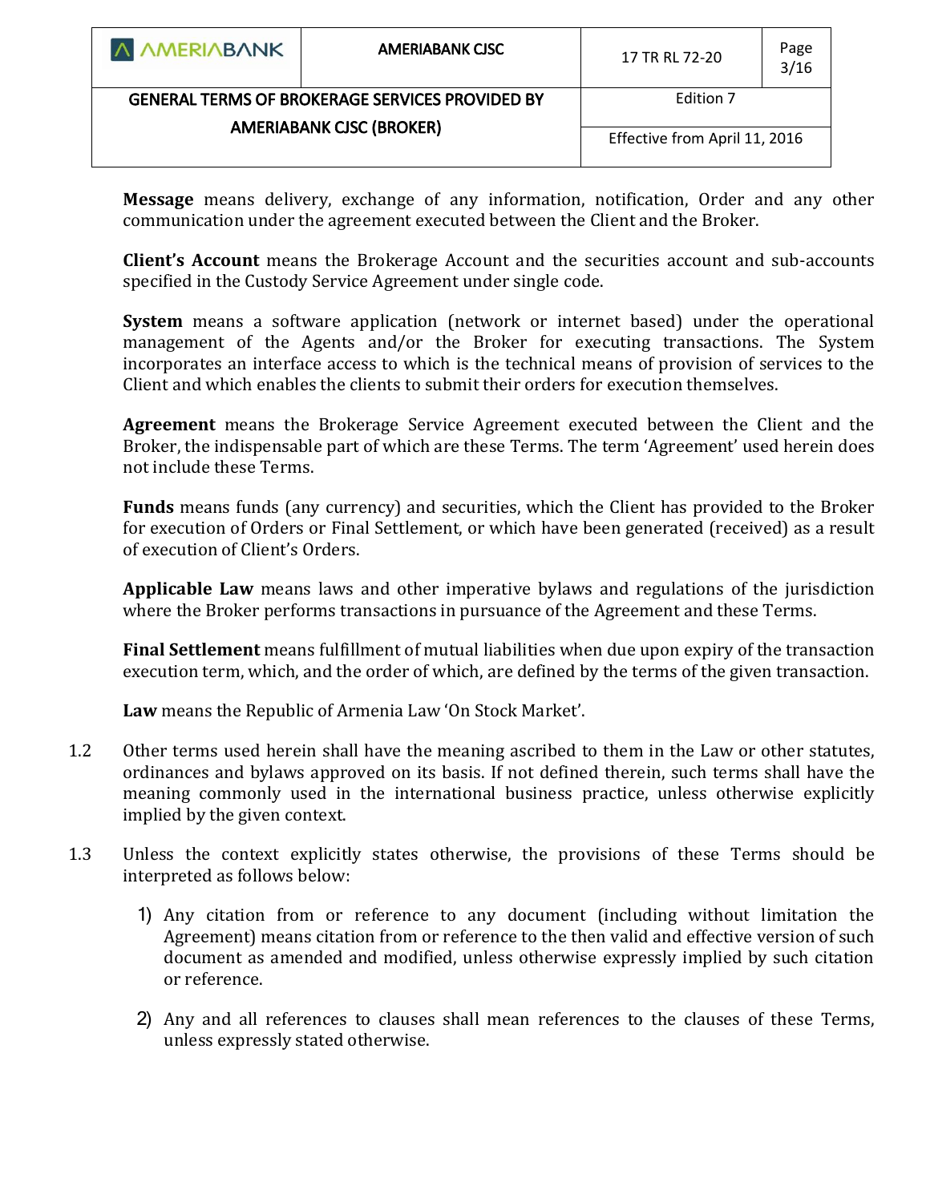**Message** means delivery, exchange of any information, notification, Order and any other communication under the agreement executed between the Client and the Broker.

**Client's Account** means the Brokerage Account and the securities account and sub-accounts specified in the Custody Service Agreement under single code.

**System** means a software application (network or internet based) under the operational management of the Agents and/or the Broker for executing transactions. The System incorporates an interface access to which is the technical means of provision of services to the Client and which enables the clients to submit their orders for execution themselves.

**Agreement** means the Brokerage Service Agreement executed between the Client and the Broker, the indispensable part of which are these Terms. The term 'Agreement' used herein does not include these Terms.

**Funds** means funds (any currency) and securities, which the Client has provided to the Broker for execution of Orders or Final Settlement, or which have been generated (received) as a result of execution of Client's Orders.

**Applicable Law** means laws and other imperative bylaws and regulations of the jurisdiction where the Broker performs transactions in pursuance of the Agreement and these Terms.

**Final Settlement** means fulfillment of mutual liabilities when due upon expiry of the transaction execution term, which, and the order of which, are defined by the terms of the given transaction.

**Law** means the Republic of Armenia Law 'On Stock Market'.

1.2 Other terms used herein shall have the meaning ascribed to them in the Law or other statutes, ordinances and bylaws approved on its basis. If not defined therein, such terms shall have the meaning commonly used in the international business practice, unless otherwise explicitly implied by the given context.

1.3 Unless the context explicitly states otherwise, the provisions of these Terms should be interpreted as follows below:

1) Any citation from or reference to any document (including without limitation the Agreement) means citation from or reference to the then valid and effective version of such document as amended and modified, unless otherwise expressly implied by such citation or reference.

2) Any and all references to clauses shall mean references to the clauses of these Terms, unless expressly stated otherwise.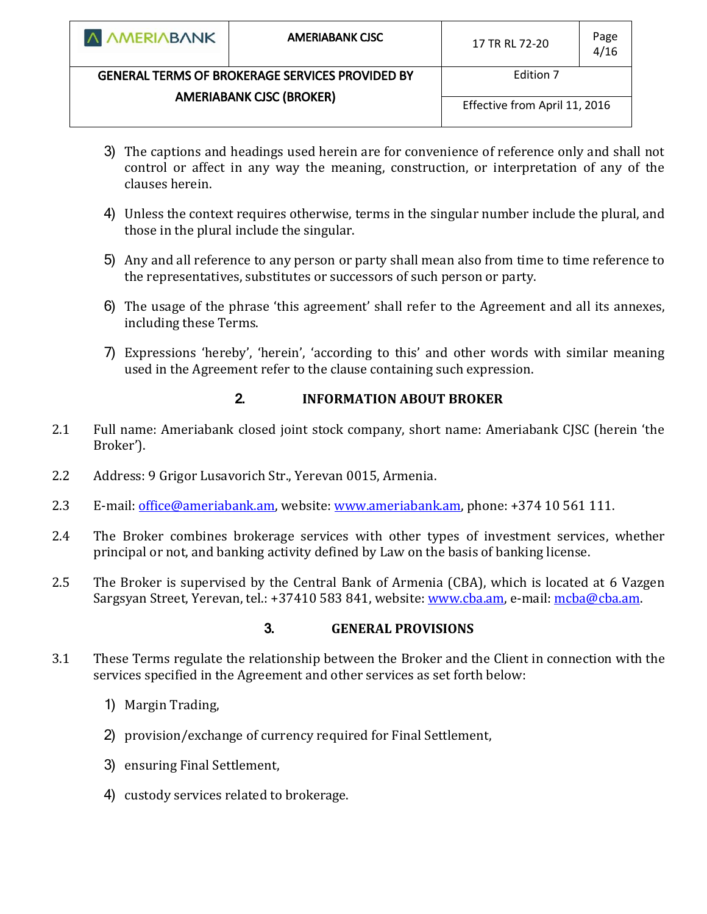3) The captions and headings used herein are for convenience of reference only and shall not control or affect in any way the meaning, construction, or interpretation of any of the clauses herein.

4) Unless the context requires otherwise, terms in the singular number include the plural, and those in the plural include the singular.

5) Any and all reference to any person or party shall mean also from time to time reference to the representatives, substitutes or successors of such person or party.

6) The usage of the phrase 'this agreement' shall refer to the Agreement and all its annexes, including these Terms.

7) Expressions 'hereby', 'herein', 'according to this' and other words with similar meaning used in the Agreement refer to the clause containing such expression.

## 2. INFORMATION ABOUT BROKER

2.1 Full name: Ameriabank closed joint stock company, short name: Ameriabank CJSC (herein 'the Broker').

2.2 Address: 9 Grigor Lusavorich Str., Yerevan 0015, Armenia.

2.3 E-mail: office@ameriabank.am, website: www.ameriabank.am, phone: +374 10 561 111.

2.4 The Broker combines brokerage services with other types of investment services, whether principal or not, and banking activity defined by Law on the basis of banking license.

2.5 The Broker is supervised by the Central Bank of Armenia (CBA), which is located at 6 Vazgen Sargsyan Street, Yerevan, tel.: +37410 583 841, website: www.cba.am, e-mail: mcba@cba.am.

## 3. GENERAL PROVISIONS

3.1 These Terms regulate the relationship between the Broker and the Client in connection with the services specified in the Agreement and other services as set forth below:

1) Margin Trading,

2) provision/exchange of currency required for Final Settlement,

3) ensuring Final Settlement,

4) custody services related to brokerage.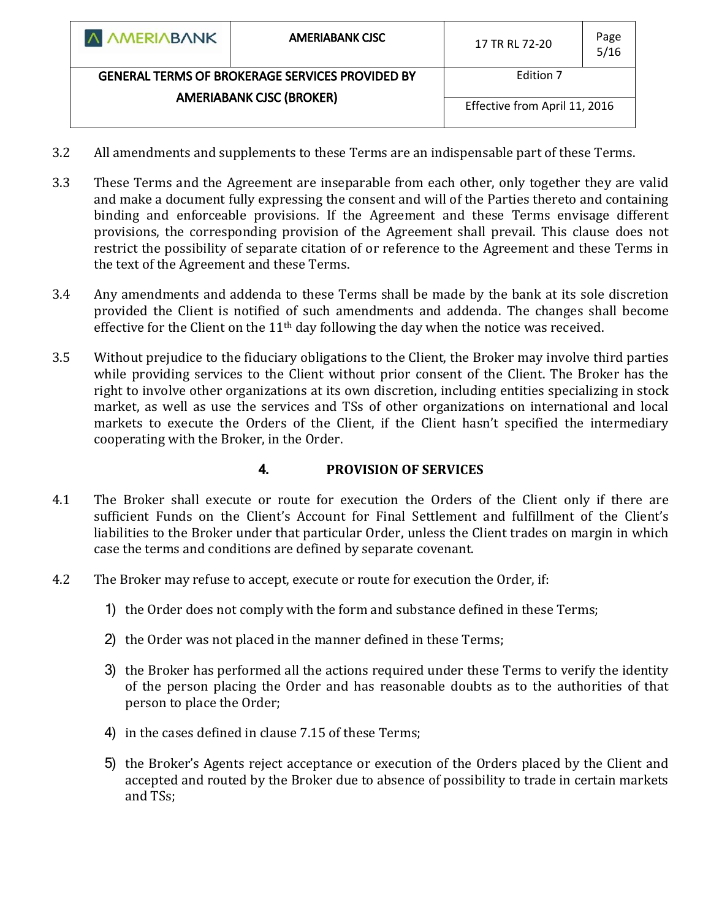3.2 All amendments and supplements to these Terms are an indispensable part of these Terms.

3.3 These Terms and the Agreement are inseparable from each other, only together they are valid and make a document fully expressing the consent and will of the Parties thereto and containing binding and enforceable provisions. If the Agreement and these Terms envisage different provisions, the corresponding provision of the Agreement shall prevail. This clause does not restrict the possibility of separate citation of or reference to the Agreement and these Terms in the text of the Agreement and these Terms.

3.4 Any amendments and addenda to these Terms shall be made by the bank at its sole discretion provided the Client is notified of such amendments and addenda. The changes shall become effective for the Client on the 11th day following the day when the notice was received.

3.5 Without prejudice to the fiduciary obligations to the Client, the Broker may involve third parties while providing services to the Client without prior consent of the Client. The Broker has the right to involve other organizations at its own discretion, including entities specializing in stock market, as well as use the services and TSs of other organizations on international and local markets to execute the Orders of the Client, if the Client hasn't specified the intermediary cooperating with the Broker, in the Order.

## 4. PROVISION OF SERVICES

4.1 The Broker shall execute or route for execution the Orders of the Client only if there are sufficient Funds on the Client's Account for Final Settlement and fulfillment of the Client's liabilities to the Broker under that particular Order, unless the Client trades on margin in which case the terms and conditions are defined by separate covenant.

4.2 The Broker may refuse to accept, execute or route for execution the Order, if:

1) the Order does not comply with the form and substance defined in these Terms;
2) the Order was not placed in the manner defined in these Terms;
3) the Broker has performed all the actions required under these Terms to verify the identity of the person placing the Order and has reasonable doubts as to the authorities of that person to place the Order;
4) in the cases defined in clause 7.15 of these Terms;
5) the Broker's Agents reject acceptance or execution of the Orders placed by the Client and accepted and routed by the Broker due to absence of possibility to trade in certain markets and TSs;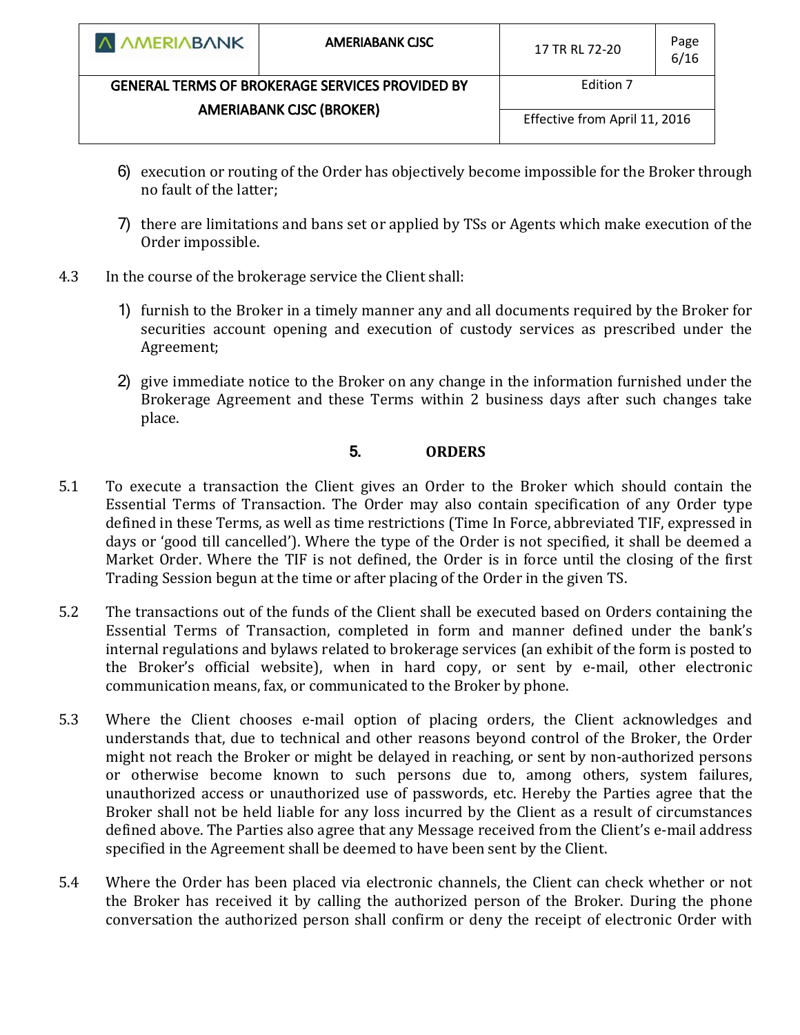6) execution or routing of the Order has objectively become impossible for the Broker through no fault of the latter;

7) there are limitations and bans set or applied by TSs or Agents which make execution of the Order impossible.

4.3 In the course of the brokerage service the Client shall:

1) furnish to the Broker in a timely manner any and all documents required by the Broker for securities account opening and execution of custody services as prescribed under the Agreement;

2) give immediate notice to the Broker on any change in the information furnished under the Brokerage Agreement and these Terms within 2 business days after such changes take place.

## 5. ORDERS

5.1 To execute a transaction the Client gives an Order to the Broker which should contain the Essential Terms of Transaction. The Order may also contain specification of any Order type defined in these Terms, as well as time restrictions (Time In Force, abbreviated TIF, expressed in days or 'good till cancelled'). Where the type of the Order is not specified, it shall be deemed a Market Order. Where the TIF is not defined, the Order is in force until the closing of the first Trading Session begun at the time or after placing of the Order in the given TS.

5.2 The transactions out of the funds of the Client shall be executed based on Orders containing the Essential Terms of Transaction, completed in form and manner defined under the bank's internal regulations and bylaws related to brokerage services (an exhibit of the form is posted to the Broker's official website), when in hard copy, or sent by e-mail, other electronic communication means, fax, or communicated to the Broker by phone.

5.3 Where the Client chooses e-mail option of placing orders, the Client acknowledges and understands that, due to technical and other reasons beyond control of the Broker, the Order might not reach the Broker or might be delayed in reaching, or sent by non-authorized persons or otherwise become known to such persons due to, among others, system failures, unauthorized access or unauthorized use of passwords, etc. Hereby the Parties agree that the Broker shall not be held liable for any loss incurred by the Client as a result of circumstances defined above. The Parties also agree that any Message received from the Client's e-mail address specified in the Agreement shall be deemed to have been sent by the Client.

5.4 Where the Order has been placed via electronic channels, the Client can check whether or not the Broker has received it by calling the authorized person of the Broker. During the phone conversation the authorized person shall confirm or deny the receipt of electronic Order with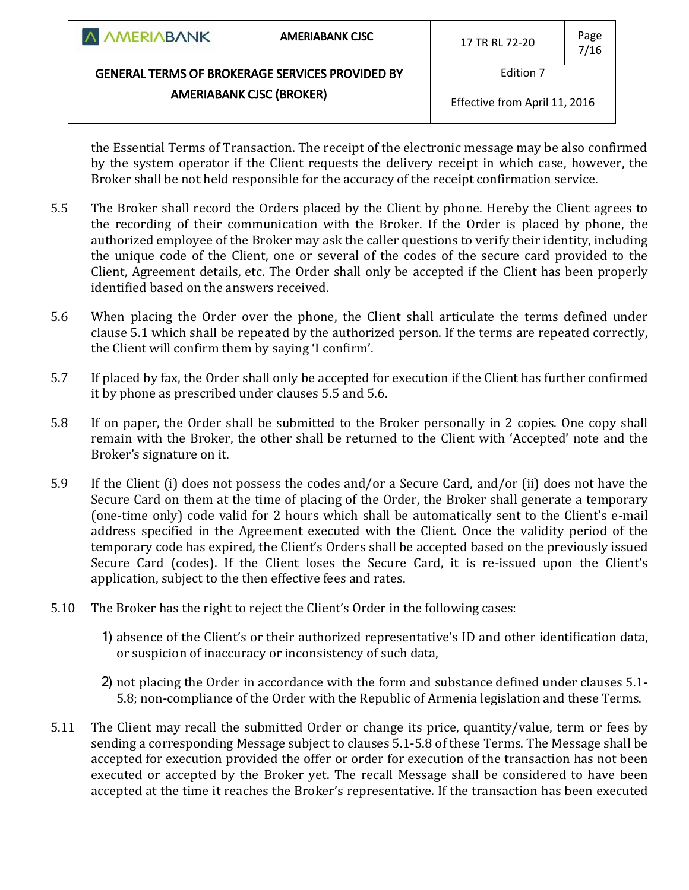the Essential Terms of Transaction. The receipt of the electronic message may be also confirmed by the system operator if the Client requests the delivery receipt in which case, however, the Broker shall be not held responsible for the accuracy of the receipt confirmation service.

5.5 The Broker shall record the Orders placed by the Client by phone. Hereby the Client agrees to the recording of their communication with the Broker. If the Order is placed by phone, the authorized employee of the Broker may ask the caller questions to verify their identity, including the unique code of the Client, one or several of the codes of the secure card provided to the Client, Agreement details, etc. The Order shall only be accepted if the Client has been properly identified based on the answers received.

5.6 When placing the Order over the phone, the Client shall articulate the terms defined under clause 5.1 which shall be repeated by the authorized person. If the terms are repeated correctly, the Client will confirm them by saying 'I confirm'.

5.7 If placed by fax, the Order shall only be accepted for execution if the Client has further confirmed it by phone as prescribed under clauses 5.5 and 5.6.

5.8 If on paper, the Order shall be submitted to the Broker personally in 2 copies. One copy shall remain with the Broker, the other shall be returned to the Client with 'Accepted' note and the Broker's signature on it.

5.9 If the Client (i) does not possess the codes and/or a Secure Card, and/or (ii) does not have the Secure Card on them at the time of placing of the Order, the Broker shall generate a temporary (one-time only) code valid for 2 hours which shall be automatically sent to the Client's e-mail address specified in the Agreement executed with the Client. Once the validity period of the temporary code has expired, the Client's Orders shall be accepted based on the previously issued Secure Card (codes). If the Client loses the Secure Card, it is re-issued upon the Client's application, subject to the then effective fees and rates.

5.10 The Broker has the right to reject the Client's Order in the following cases:

1) absence of the Client's or their authorized representative's ID and other identification data, or suspicion of inaccuracy or inconsistency of such data,

2) not placing the Order in accordance with the form and substance defined under clauses 5.1-5.8; non-compliance of the Order with the Republic of Armenia legislation and these Terms.

5.11 The Client may recall the submitted Order or change its price, quantity/value, term or fees by sending a corresponding Message subject to clauses 5.1-5.8 of these Terms. The Message shall be accepted for execution provided the offer or order for execution of the transaction has not been executed or accepted by the Broker yet. The recall Message shall be considered to have been accepted at the time it reaches the Broker's representative. If the transaction has been executed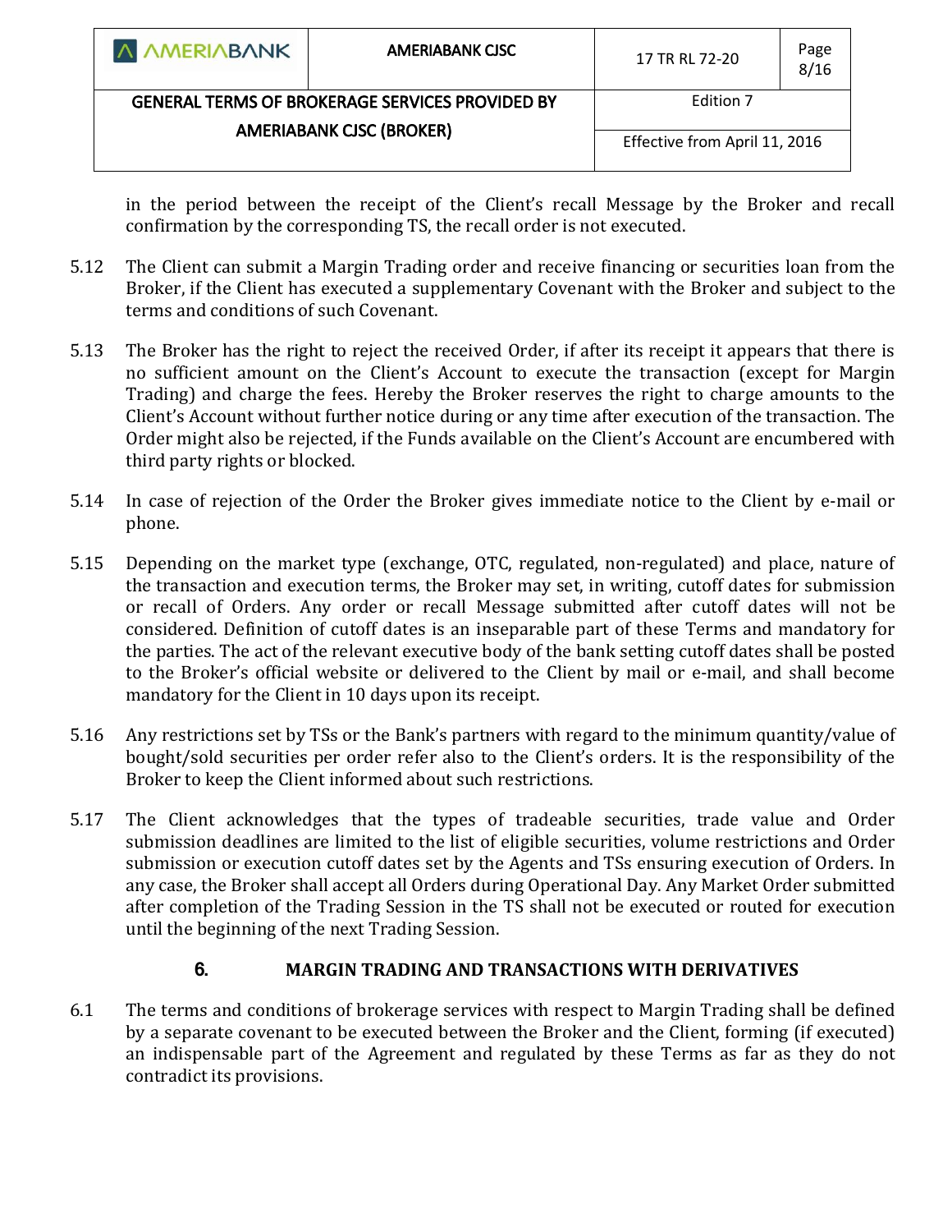in the period between the receipt of the Client's recall Message by the Broker and recall confirmation by the corresponding TS, the recall order is not executed.

5.12 The Client can submit a Margin Trading order and receive financing or securities loan from the Broker, if the Client has executed a supplementary Covenant with the Broker and subject to the terms and conditions of such Covenant.

5.13 The Broker has the right to reject the received Order, if after its receipt it appears that there is no sufficient amount on the Client's Account to execute the transaction (except for Margin Trading) and charge the fees. Hereby the Broker reserves the right to charge amounts to the Client's Account without further notice during or any time after execution of the transaction. The Order might also be rejected, if the Funds available on the Client's Account are encumbered with third party rights or blocked.

5.14 In case of rejection of the Order the Broker gives immediate notice to the Client by e-mail or phone.

5.15 Depending on the market type (exchange, OTC, regulated, non-regulated) and place, nature of the transaction and execution terms, the Broker may set, in writing, cutoff dates for submission or recall of Orders. Any order or recall Message submitted after cutoff dates will not be considered. Definition of cutoff dates is an inseparable part of these Terms and mandatory for the parties. The act of the relevant executive body of the bank setting cutoff dates shall be posted to the Broker's official website or delivered to the Client by mail or e-mail, and shall become mandatory for the Client in 10 days upon its receipt.

5.16 Any restrictions set by TSs or the Bank's partners with regard to the minimum quantity/value of bought/sold securities per order refer also to the Client's orders. It is the responsibility of the Broker to keep the Client informed about such restrictions.

5.17 The Client acknowledges that the types of tradeable securities, trade value and Order submission deadlines are limited to the list of eligible securities, volume restrictions and Order submission or execution cutoff dates set by the Agents and TSs ensuring execution of Orders. In any case, the Broker shall accept all Orders during Operational Day. Any Market Order submitted after completion of the Trading Session in the TS shall not be executed or routed for execution until the beginning of the next Trading Session.

## 6. MARGIN TRADING AND TRANSACTIONS WITH DERIVATIVES

6.1 The terms and conditions of brokerage services with respect to Margin Trading shall be defined by a separate covenant to be executed between the Broker and the Client, forming (if executed) an indispensable part of the Agreement and regulated by these Terms as far as they do not contradict its provisions.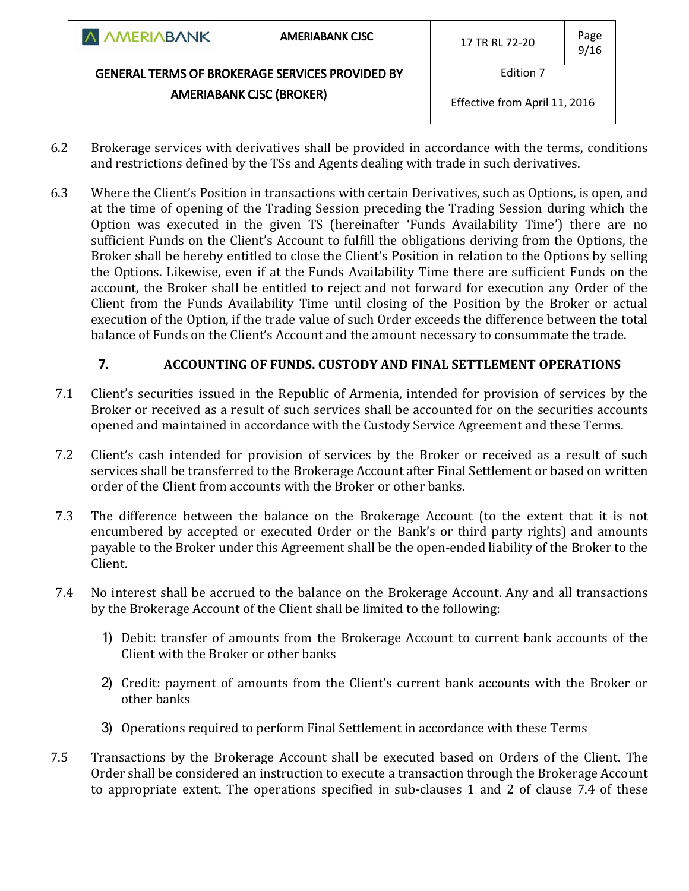6.2 Brokerage services with derivatives shall be provided in accordance with the terms, conditions and restrictions defined by the TSs and Agents dealing with trade in such derivatives.

6.3 Where the Client's Position in transactions with certain Derivatives, such as Options, is open, and at the time of opening of the Trading Session preceding the Trading Session during which the Option was executed in the given TS (hereinafter 'Funds Availability Time') there are no sufficient Funds on the Client's Account to fulfill the obligations deriving from the Options, the Broker shall be hereby entitled to close the Client's Position in relation to the Options by selling the Options. Likewise, even if at the Funds Availability Time there are sufficient Funds on the account, the Broker shall be entitled to reject and not forward for execution any Order of the Client from the Funds Availability Time until closing of the Position by the Broker or actual execution of the Option, if the trade value of such Order exceeds the difference between the total balance of Funds on the Client's Account and the amount necessary to consummate the trade.

## 7. ACCOUNTING OF FUNDS. CUSTODY AND FINAL SETTLEMENT OPERATIONS

7.1 Client's securities issued in the Republic of Armenia, intended for provision of services by the Broker or received as a result of such services shall be accounted for on the securities accounts opened and maintained in accordance with the Custody Service Agreement and these Terms.

7.2 Client's cash intended for provision of services by the Broker or received as a result of such services shall be transferred to the Brokerage Account after Final Settlement or based on written order of the Client from accounts with the Broker or other banks.

7.3 The difference between the balance on the Brokerage Account (to the extent that it is not encumbered by accepted or executed Order or the Bank's or third party rights) and amounts payable to the Broker under this Agreement shall be the open-ended liability of the Broker to the Client.

7.4 No interest shall be accrued to the balance on the Brokerage Account. Any and all transactions by the Brokerage Account of the Client shall be limited to the following:

1) Debit: transfer of amounts from the Brokerage Account to current bank accounts of the Client with the Broker or other banks
2) Credit: payment of amounts from the Client's current bank accounts with the Broker or other banks
3) Operations required to perform Final Settlement in accordance with these Terms

7.5 Transactions by the Brokerage Account shall be executed based on Orders of the Client. The Order shall be considered an instruction to execute a transaction through the Brokerage Account to appropriate extent. The operations specified in sub-clauses 1 and 2 of clause 7.4 of these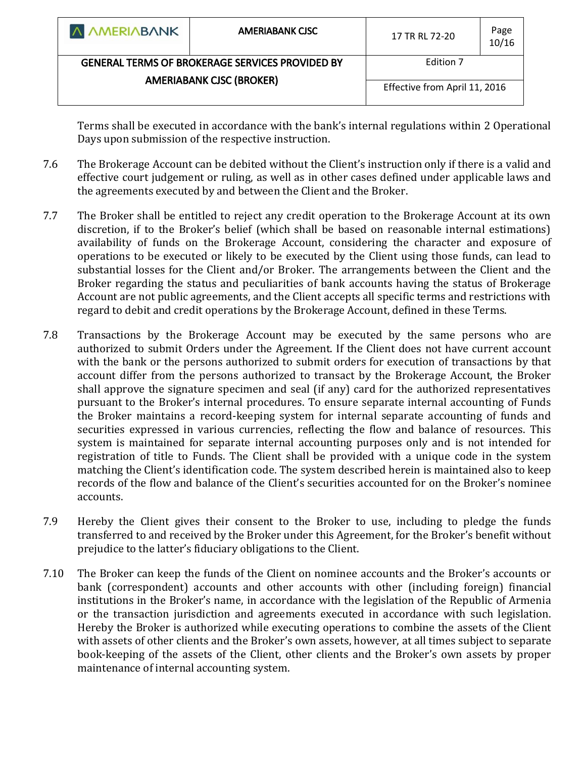Terms shall be executed in accordance with the bank's internal regulations within 2 Operational Days upon submission of the respective instruction.

7.6 The Brokerage Account can be debited without the Client's instruction only if there is a valid and effective court judgement or ruling, as well as in other cases defined under applicable laws and the agreements executed by and between the Client and the Broker.

7.7 The Broker shall be entitled to reject any credit operation to the Brokerage Account at its own discretion, if to the Broker's belief (which shall be based on reasonable internal estimations) availability of funds on the Brokerage Account, considering the character and exposure of operations to be executed or likely to be executed by the Client using those funds, can lead to substantial losses for the Client and/or Broker. The arrangements between the Client and the Broker regarding the status and peculiarities of bank accounts having the status of Brokerage Account are not public agreements, and the Client accepts all specific terms and restrictions with regard to debit and credit operations by the Brokerage Account, defined in these Terms.

7.8 Transactions by the Brokerage Account may be executed by the same persons who are authorized to submit Orders under the Agreement. If the Client does not have current account with the bank or the persons authorized to submit orders for execution of transactions by that account differ from the persons authorized to transact by the Brokerage Account, the Broker shall approve the signature specimen and seal (if any) card for the authorized representatives pursuant to the Broker's internal procedures. To ensure separate internal accounting of Funds the Broker maintains a record-keeping system for internal separate accounting of funds and securities expressed in various currencies, reflecting the flow and balance of resources. This system is maintained for separate internal accounting purposes only and is not intended for registration of title to Funds. The Client shall be provided with a unique code in the system matching the Client's identification code. The system described herein is maintained also to keep records of the flow and balance of the Client's securities accounted for on the Broker's nominee accounts.

7.9 Hereby the Client gives their consent to the Broker to use, including to pledge the funds transferred to and received by the Broker under this Agreement, for the Broker's benefit without prejudice to the latter's fiduciary obligations to the Client.

7.10 The Broker can keep the funds of the Client on nominee accounts and the Broker's accounts or bank (correspondent) accounts and other accounts with other (including foreign) financial institutions in the Broker's name, in accordance with the legislation of the Republic of Armenia or the transaction jurisdiction and agreements executed in accordance with such legislation. Hereby the Broker is authorized while executing operations to combine the assets of the Client with assets of other clients and the Broker's own assets, however, at all times subject to separate book-keeping of the assets of the Client, other clients and the Broker's own assets by proper maintenance of internal accounting system.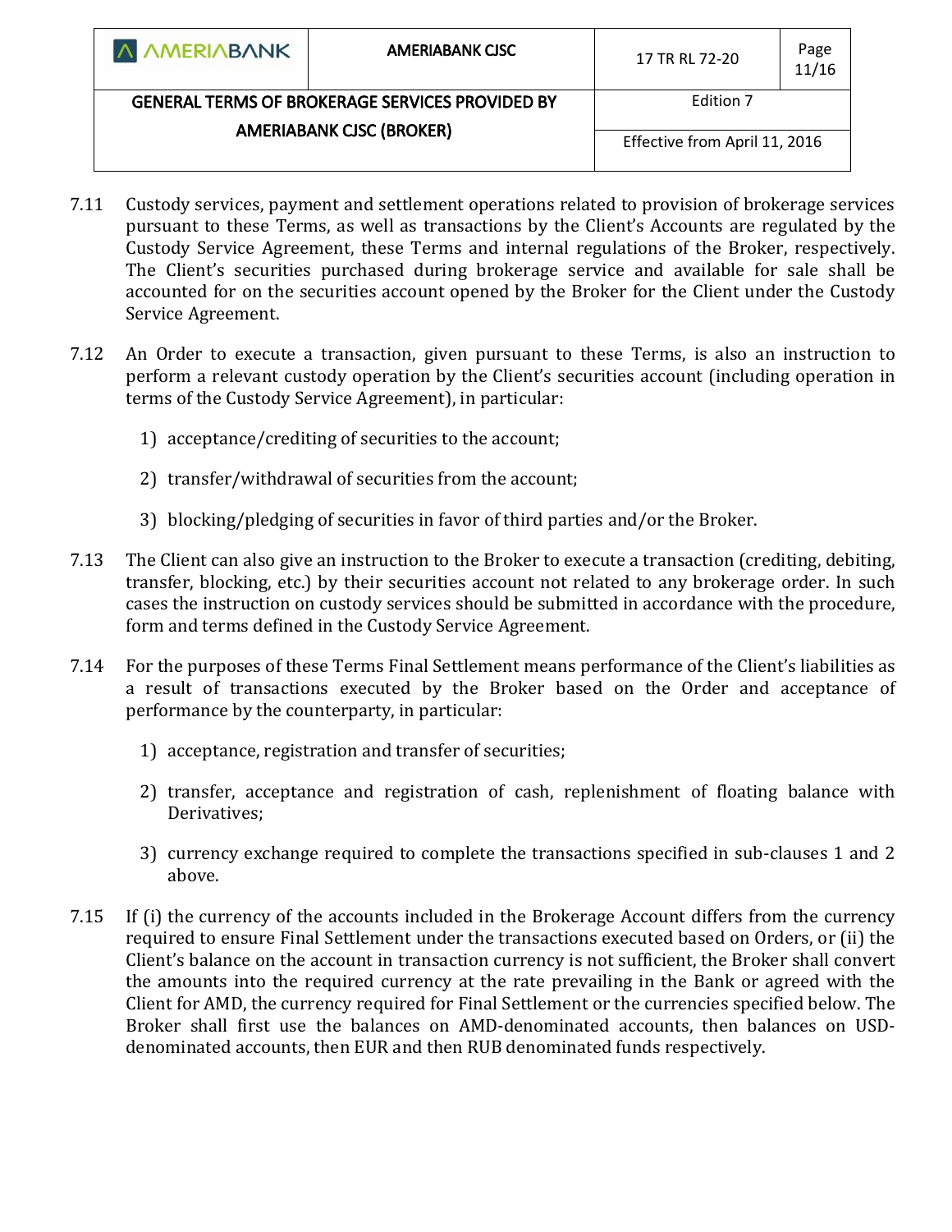7.11 Custody services, payment and settlement operations related to provision of brokerage services pursuant to these Terms, as well as transactions by the Client's Accounts are regulated by the Custody Service Agreement, these Terms and internal regulations of the Broker, respectively. The Client's securities purchased during brokerage service and available for sale shall be accounted for on the securities account opened by the Broker for the Client under the Custody Service Agreement.

7.12 An Order to execute a transaction, given pursuant to these Terms, is also an instruction to perform a relevant custody operation by the Client's securities account (including operation in terms of the Custody Service Agreement), in particular:

1) acceptance/crediting of securities to the account;
2) transfer/withdrawal of securities from the account;
3) blocking/pledging of securities in favor of third parties and/or the Broker.

7.13 The Client can also give an instruction to the Broker to execute a transaction (crediting, debiting, transfer, blocking, etc.) by their securities account not related to any brokerage order. In such cases the instruction on custody services should be submitted in accordance with the procedure, form and terms defined in the Custody Service Agreement.

7.14 For the purposes of these Terms Final Settlement means performance of the Client's liabilities as a result of transactions executed by the Broker based on the Order and acceptance of performance by the counterparty, in particular:

1) acceptance, registration and transfer of securities;
2) transfer, acceptance and registration of cash, replenishment of floating balance with Derivatives;
3) currency exchange required to complete the transactions specified in sub-clauses 1 and 2 above.

7.15 If (i) the currency of the accounts included in the Brokerage Account differs from the currency required to ensure Final Settlement under the transactions executed based on Orders, or (ii) the Client's balance on the account in transaction currency is not sufficient, the Broker shall convert the amounts into the required currency at the rate prevailing in the Bank or agreed with the Client for AMD, the currency required for Final Settlement or the currencies specified below. The Broker shall first use the balances on AMD-denominated accounts, then balances on USD-denominated accounts, then EUR and then RUB denominated funds respectively.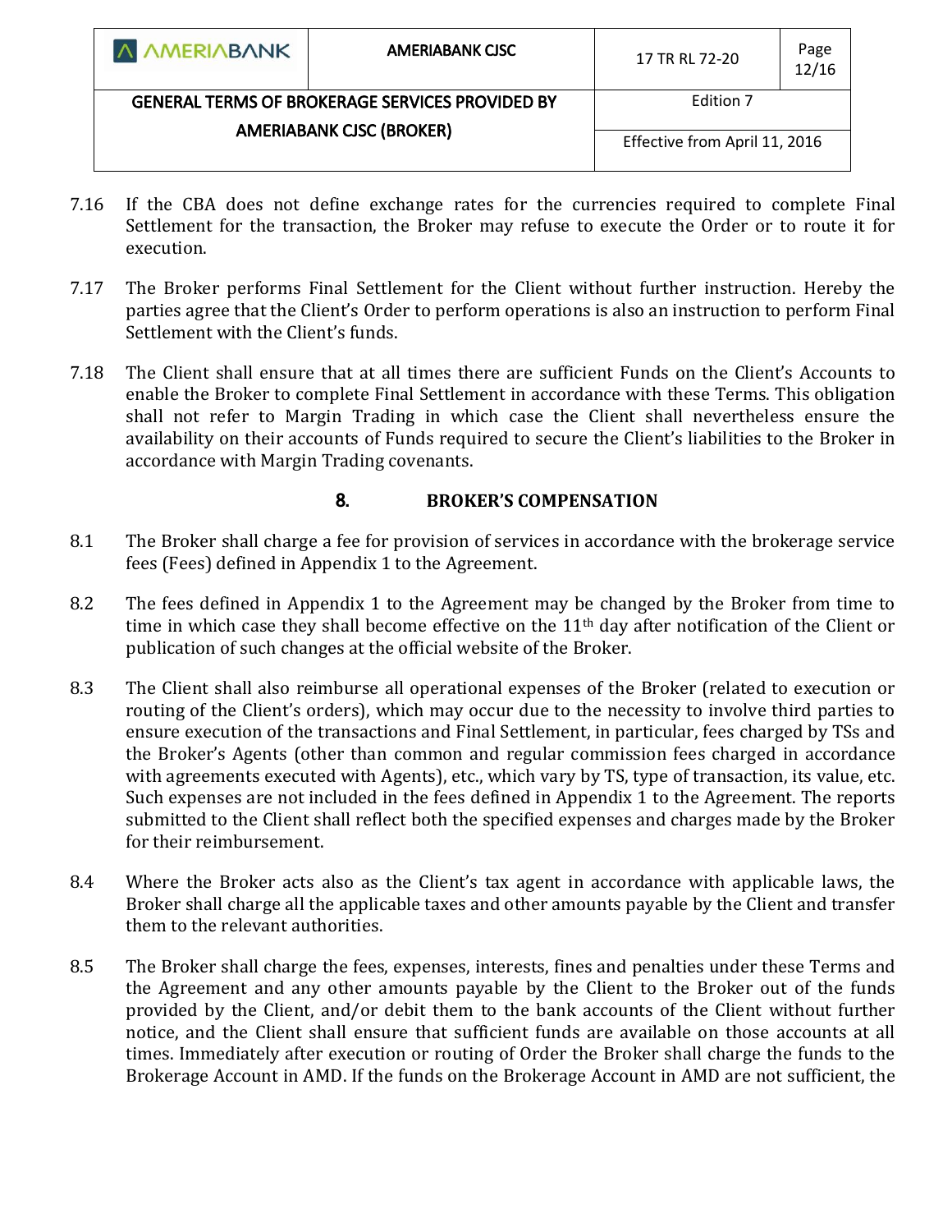7.16 If the CBA does not define exchange rates for the currencies required to complete Final Settlement for the transaction, the Broker may refuse to execute the Order or to route it for execution.

7.17 The Broker performs Final Settlement for the Client without further instruction. Hereby the parties agree that the Client's Order to perform operations is also an instruction to perform Final Settlement with the Client's funds.

7.18 The Client shall ensure that at all times there are sufficient Funds on the Client's Accounts to enable the Broker to complete Final Settlement in accordance with these Terms. This obligation shall not refer to Margin Trading in which case the Client shall nevertheless ensure the availability on their accounts of Funds required to secure the Client's liabilities to the Broker in accordance with Margin Trading covenants.

## 8. BROKER'S COMPENSATION

8.1 The Broker shall charge a fee for provision of services in accordance with the brokerage service fees (Fees) defined in Appendix 1 to the Agreement.

8.2 The fees defined in Appendix 1 to the Agreement may be changed by the Broker from time to time in which case they shall become effective on the 11th day after notification of the Client or publication of such changes at the official website of the Broker.

8.3 The Client shall also reimburse all operational expenses of the Broker (related to execution or routing of the Client's orders), which may occur due to the necessity to involve third parties to ensure execution of the transactions and Final Settlement, in particular, fees charged by TSs and the Broker's Agents (other than common and regular commission fees charged in accordance with agreements executed with Agents), etc., which vary by TS, type of transaction, its value, etc. Such expenses are not included in the fees defined in Appendix 1 to the Agreement. The reports submitted to the Client shall reflect both the specified expenses and charges made by the Broker for their reimbursement.

8.4 Where the Broker acts also as the Client's tax agent in accordance with applicable laws, the Broker shall charge all the applicable taxes and other amounts payable by the Client and transfer them to the relevant authorities.

8.5 The Broker shall charge the fees, expenses, interests, fines and penalties under these Terms and the Agreement and any other amounts payable by the Client to the Broker out of the funds provided by the Client, and/or debit them to the bank accounts of the Client without further notice, and the Client shall ensure that sufficient funds are available on those accounts at all times. Immediately after execution or routing of Order the Broker shall charge the funds to the Brokerage Account in AMD. If the funds on the Brokerage Account in AMD are not sufficient, the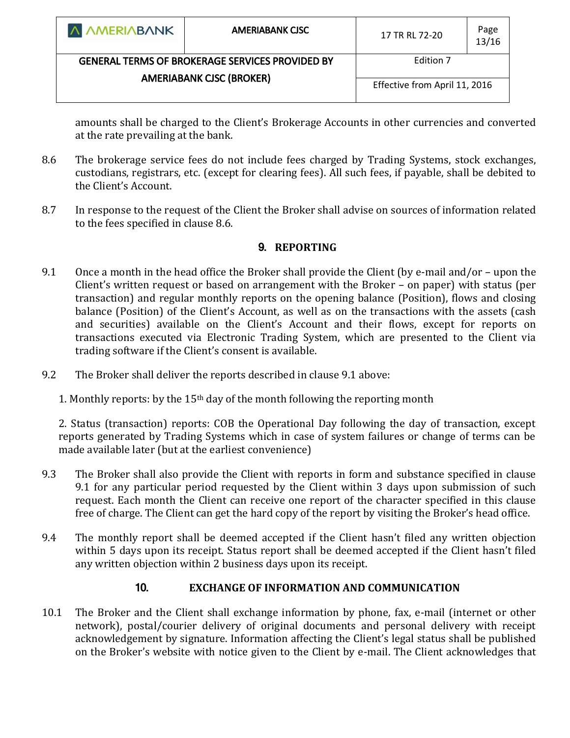amounts shall be charged to the Client's Brokerage Accounts in other currencies and converted at the rate prevailing at the bank.

8.6 The brokerage service fees do not include fees charged by Trading Systems, stock exchanges, custodians, registrars, etc. (except for clearing fees). All such fees, if payable, shall be debited to the Client's Account.

8.7 In response to the request of the Client the Broker shall advise on sources of information related to the fees specified in clause 8.6.

## 9. REPORTING

9.1 Once a month in the head office the Broker shall provide the Client (by e-mail and/or – upon the Client's written request or based on arrangement with the Broker – on paper) with status (per transaction) and regular monthly reports on the opening balance (Position), flows and closing balance (Position) of the Client's Account, as well as on the transactions with the assets (cash and securities) available on the Client's Account and their flows, except for reports on transactions executed via Electronic Trading System, which are presented to the Client via trading software if the Client's consent is available.

9.2 The Broker shall deliver the reports described in clause 9.1 above:

1. Monthly reports: by the 15th day of the month following the reporting month

2. Status (transaction) reports: COB the Operational Day following the day of transaction, except reports generated by Trading Systems which in case of system failures or change of terms can be made available later (but at the earliest convenience)

9.3 The Broker shall also provide the Client with reports in form and substance specified in clause 9.1 for any particular period requested by the Client within 3 days upon submission of such request. Each month the Client can receive one report of the character specified in this clause free of charge. The Client can get the hard copy of the report by visiting the Broker's head office.

9.4 The monthly report shall be deemed accepted if the Client hasn't filed any written objection within 5 days upon its receipt. Status report shall be deemed accepted if the Client hasn't filed any written objection within 2 business days upon its receipt.

## 10. EXCHANGE OF INFORMATION AND COMMUNICATION

10.1 The Broker and the Client shall exchange information by phone, fax, e-mail (internet or other network), postal/courier delivery of original documents and personal delivery with receipt acknowledgement by signature. Information affecting the Client's legal status shall be published on the Broker's website with notice given to the Client by e-mail. The Client acknowledges that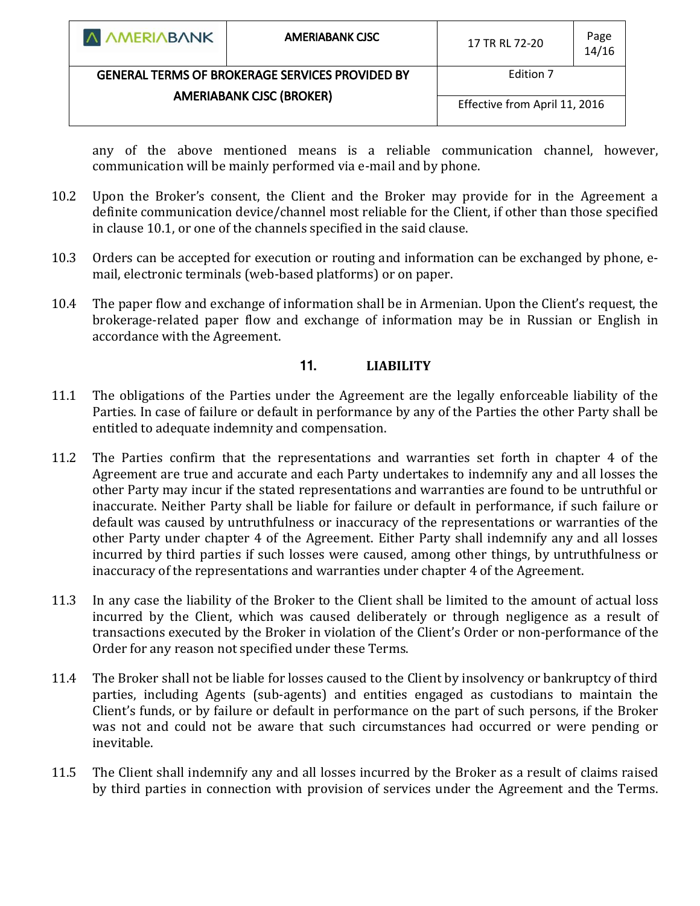any of the above mentioned means is a reliable communication channel, however, communication will be mainly performed via e-mail and by phone.

10.2 Upon the Broker's consent, the Client and the Broker may provide for in the Agreement a definite communication device/channel most reliable for the Client, if other than those specified in clause 10.1, or one of the channels specified in the said clause.

10.3 Orders can be accepted for execution or routing and information can be exchanged by phone, e-mail, electronic terminals (web-based platforms) or on paper.

10.4 The paper flow and exchange of information shall be in Armenian. Upon the Client's request, the brokerage-related paper flow and exchange of information may be in Russian or English in accordance with the Agreement.

## 11. LIABILITY

11.1 The obligations of the Parties under the Agreement are the legally enforceable liability of the Parties. In case of failure or default in performance by any of the Parties the other Party shall be entitled to adequate indemnity and compensation.

11.2 The Parties confirm that the representations and warranties set forth in chapter 4 of the Agreement are true and accurate and each Party undertakes to indemnify any and all losses the other Party may incur if the stated representations and warranties are found to be untruthful or inaccurate. Neither Party shall be liable for failure or default in performance, if such failure or default was caused by untruthfulness or inaccuracy of the representations or warranties of the other Party under chapter 4 of the Agreement. Either Party shall indemnify any and all losses incurred by third parties if such losses were caused, among other things, by untruthfulness or inaccuracy of the representations and warranties under chapter 4 of the Agreement.

11.3 In any case the liability of the Broker to the Client shall be limited to the amount of actual loss incurred by the Client, which was caused deliberately or through negligence as a result of transactions executed by the Broker in violation of the Client's Order or non-performance of the Order for any reason not specified under these Terms.

11.4 The Broker shall not be liable for losses caused to the Client by insolvency or bankruptcy of third parties, including Agents (sub-agents) and entities engaged as custodians to maintain the Client's funds, or by failure or default in performance on the part of such persons, if the Broker was not and could not be aware that such circumstances had occurred or were pending or inevitable.

11.5 The Client shall indemnify any and all losses incurred by the Broker as a result of claims raised by third parties in connection with provision of services under the Agreement and the Terms.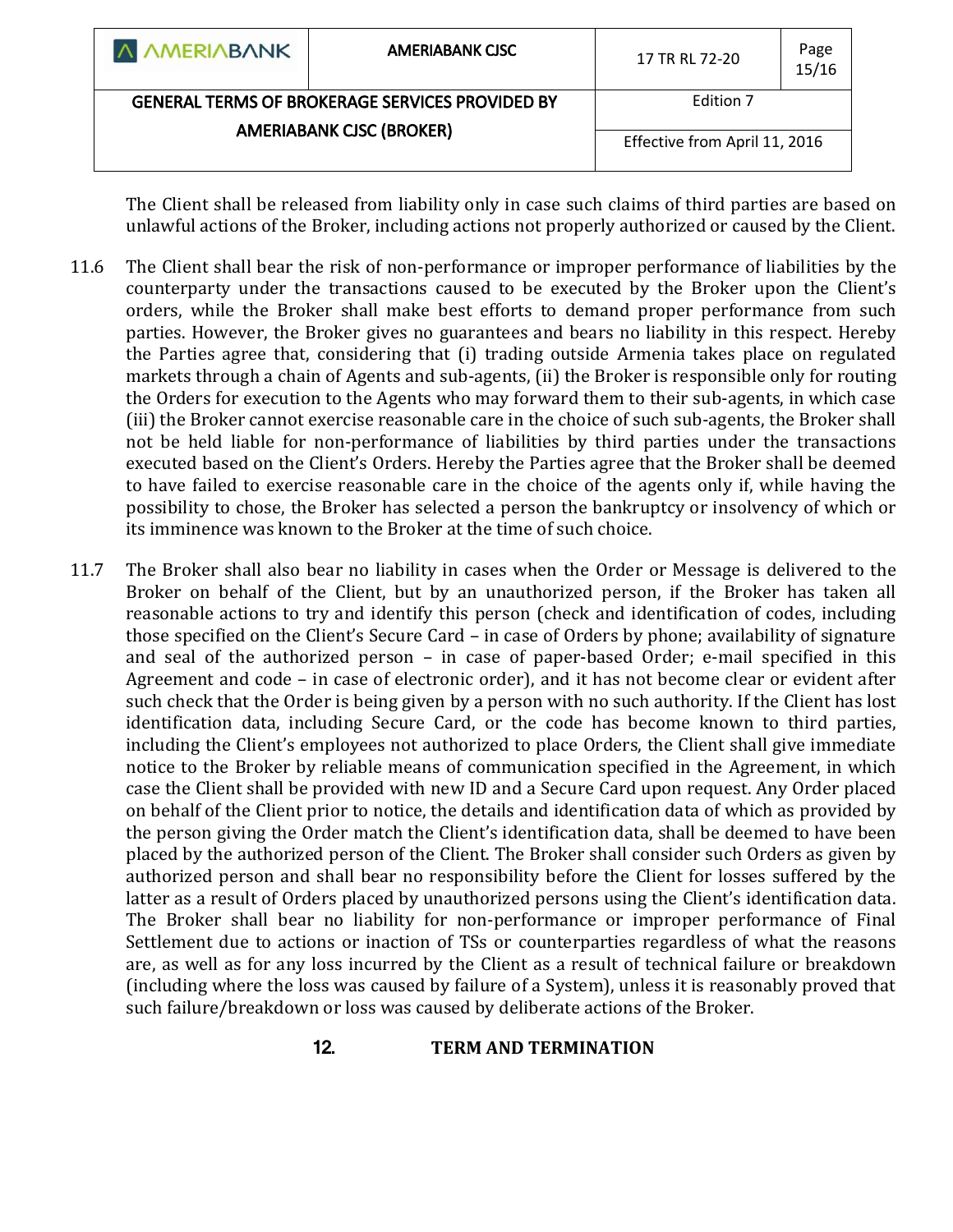The Client shall be released from liability only in case such claims of third parties are based on unlawful actions of the Broker, including actions not properly authorized or caused by the Client.

11.6 The Client shall bear the risk of non-performance or improper performance of liabilities by the counterparty under the transactions caused to be executed by the Broker upon the Client's orders, while the Broker shall make best efforts to demand proper performance from such parties. However, the Broker gives no guarantees and bears no liability in this respect. Hereby the Parties agree that, considering that (i) trading outside Armenia takes place on regulated markets through a chain of Agents and sub-agents, (ii) the Broker is responsible only for routing the Orders for execution to the Agents who may forward them to their sub-agents, in which case (iii) the Broker cannot exercise reasonable care in the choice of such sub-agents, the Broker shall not be held liable for non-performance of liabilities by third parties under the transactions executed based on the Client's Orders. Hereby the Parties agree that the Broker shall be deemed to have failed to exercise reasonable care in the choice of the agents only if, while having the possibility to chose, the Broker has selected a person the bankruptcy or insolvency of which or its imminence was known to the Broker at the time of such choice.

11.7 The Broker shall also bear no liability in cases when the Order or Message is delivered to the Broker on behalf of the Client, but by an unauthorized person, if the Broker has taken all reasonable actions to try and identify this person (check and identification of codes, including those specified on the Client's Secure Card – in case of Orders by phone; availability of signature and seal of the authorized person – in case of paper-based Order; e-mail specified in this Agreement and code – in case of electronic order), and it has not become clear or evident after such check that the Order is being given by a person with no such authority. If the Client has lost identification data, including Secure Card, or the code has become known to third parties, including the Client's employees not authorized to place Orders, the Client shall give immediate notice to the Broker by reliable means of communication specified in the Agreement, in which case the Client shall be provided with new ID and a Secure Card upon request. Any Order placed on behalf of the Client prior to notice, the details and identification data of which as provided by the person giving the Order match the Client's identification data, shall be deemed to have been placed by the authorized person of the Client. The Broker shall consider such Orders as given by authorized person and shall bear no responsibility before the Client for losses suffered by the latter as a result of Orders placed by unauthorized persons using the Client's identification data. The Broker shall bear no liability for non-performance or improper performance of Final Settlement due to actions or inaction of TSs or counterparties regardless of what the reasons are, as well as for any loss incurred by the Client as a result of technical failure or breakdown (including where the loss was caused by failure of a System), unless it is reasonably proved that such failure/breakdown or loss was caused by deliberate actions of the Broker.

## 12. TERM AND TERMINATION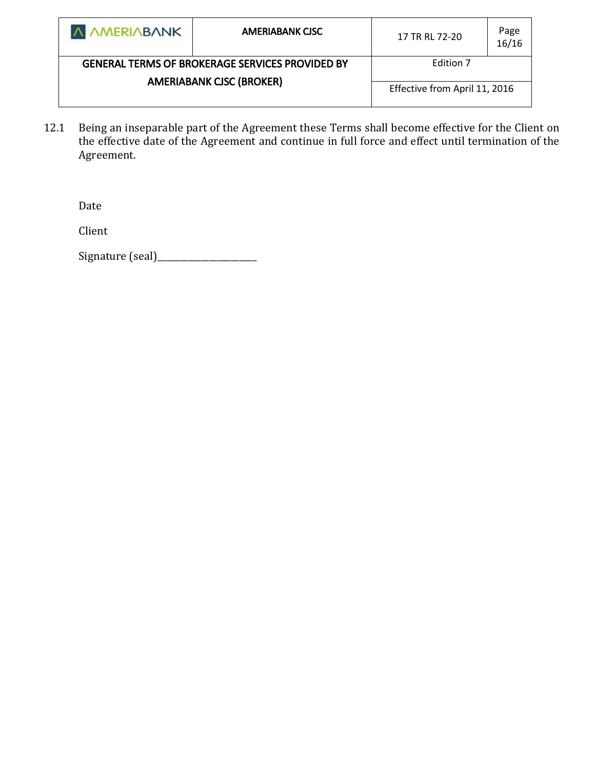12.1 Being an inseparable part of the Agreement these Terms shall become effective for the Client on the effective date of the Agreement and continue in full force and effect until termination of the Agreement.

Date

Client

Signature (seal)_____________________